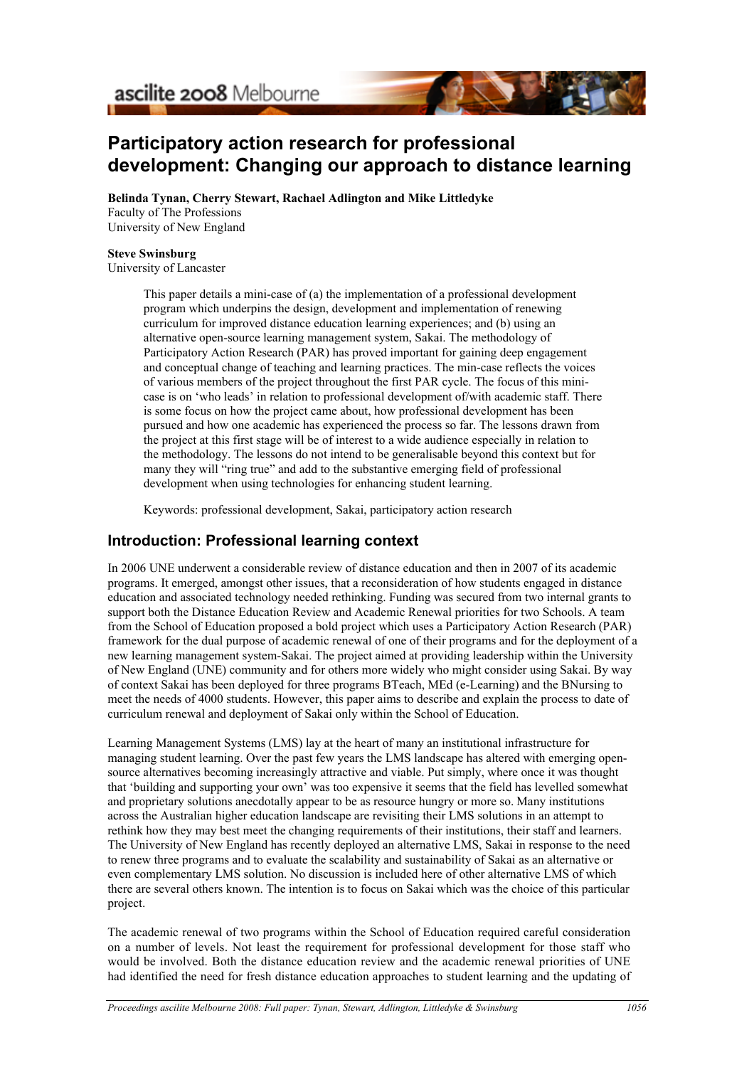# Participatory action research for professional development: Changing our approach to distance learning

**Belinda Tynan, Cherry Stewart, Rachael Adlington and Mike Littledyke**
Faculty of The Professions
University of New England

**Steve Swinsburg**
University of Lancaster

> This paper details a mini-case of (a) the implementation of a professional development program which underpins the design, development and implementation of renewing curriculum for improved distance education learning experiences; and (b) using an alternative open-source learning management system, Sakai. The methodology of Participatory Action Research (PAR) has proved important for gaining deep engagement and conceptual change of teaching and learning practices. The min-case reflects the voices of various members of the project throughout the first PAR cycle. The focus of this mini-case is on 'who leads' in relation to professional development of/with academic staff. There is some focus on how the project came about, how professional development has been pursued and how one academic has experienced the process so far. The lessons drawn from the project at this first stage will be of interest to a wide audience especially in relation to the methodology. The lessons do not intend to be generalisable beyond this context but for many they will "ring true" and add to the substantive emerging field of professional development when using technologies for enhancing student learning.
>
> Keywords: professional development, Sakai, participatory action research

## Introduction: Professional learning context

In 2006 UNE underwent a considerable review of distance education and then in 2007 of its academic programs. It emerged, amongst other issues, that a reconsideration of how students engaged in distance education and associated technology needed rethinking. Funding was secured from two internal grants to support both the Distance Education Review and Academic Renewal priorities for two Schools. A team from the School of Education proposed a bold project which uses a Participatory Action Research (PAR) framework for the dual purpose of academic renewal of one of their programs and for the deployment of a new learning management system-Sakai. The project aimed at providing leadership within the University of New England (UNE) community and for others more widely who might consider using Sakai. By way of context Sakai has been deployed for three programs BTeach, MEd (e-Learning) and the BNursing to meet the needs of 4000 students. However, this paper aims to describe and explain the process to date of curriculum renewal and deployment of Sakai only within the School of Education.

Learning Management Systems (LMS) lay at the heart of many an institutional infrastructure for managing student learning. Over the past few years the LMS landscape has altered with emerging open-source alternatives becoming increasingly attractive and viable. Put simply, where once it was thought that 'building and supporting your own' was too expensive it seems that the field has levelled somewhat and proprietary solutions anecdotally appear to be as resource hungry or more so. Many institutions across the Australian higher education landscape are revisiting their LMS solutions in an attempt to rethink how they may best meet the changing requirements of their institutions, their staff and learners. The University of New England has recently deployed an alternative LMS, Sakai in response to the need to renew three programs and to evaluate the scalability and sustainability of Sakai as an alternative or even complementary LMS solution. No discussion is included here of other alternative LMS of which there are several others known. The intention is to focus on Sakai which was the choice of this particular project.

The academic renewal of two programs within the School of Education required careful consideration on a number of levels. Not least the requirement for professional development for those staff who would be involved. Both the distance education review and the academic renewal priorities of UNE had identified the need for fresh distance education approaches to student learning and the updating of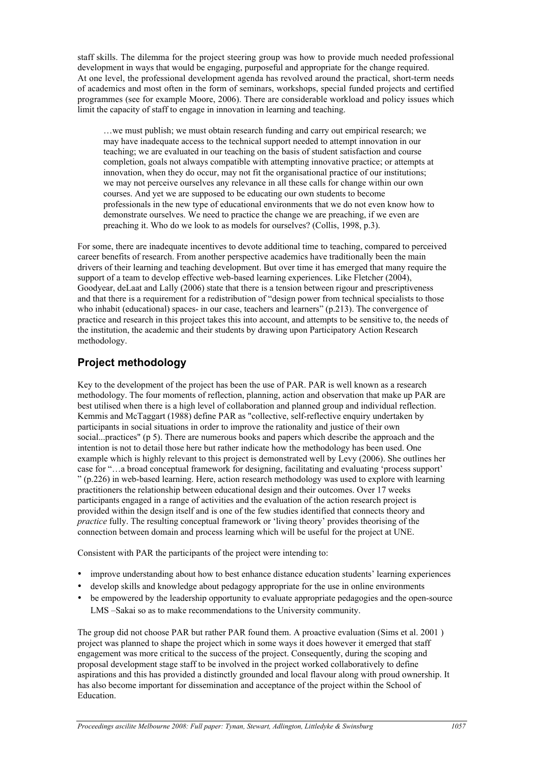staff skills. The dilemma for the project steering group was how to provide much needed professional development in ways that would be engaging, purposeful and appropriate for the change required. At one level, the professional development agenda has revolved around the practical, short-term needs of academics and most often in the form of seminars, workshops, special funded projects and certified programmes (see for example Moore, 2006). There are considerable workload and policy issues which limit the capacity of staff to engage in innovation in learning and teaching.

> …we must publish; we must obtain research funding and carry out empirical research; we may have inadequate access to the technical support needed to attempt innovation in our teaching; we are evaluated in our teaching on the basis of student satisfaction and course completion, goals not always compatible with attempting innovative practice; or attempts at innovation, when they do occur, may not fit the organisational practice of our institutions; we may not perceive ourselves any relevance in all these calls for change within our own courses. And yet we are supposed to be educating our own students to become professionals in the new type of educational environments that we do not even know how to demonstrate ourselves. We need to practice the change we are preaching, if we even are preaching it. Who do we look to as models for ourselves? (Collis, 1998, p.3).

For some, there are inadequate incentives to devote additional time to teaching, compared to perceived career benefits of research. From another perspective academics have traditionally been the main drivers of their learning and teaching development. But over time it has emerged that many require the support of a team to develop effective web-based learning experiences. Like Fletcher (2004), Goodyear, deLaat and Lally (2006) state that there is a tension between rigour and prescriptiveness and that there is a requirement for a redistribution of "design power from technical specialists to those who inhabit (educational) spaces- in our case, teachers and learners" (p.213). The convergence of practice and research in this project takes this into account, and attempts to be sensitive to, the needs of the institution, the academic and their students by drawing upon Participatory Action Research methodology.

## Project methodology

Key to the development of the project has been the use of PAR. PAR is well known as a research methodology. The four moments of reflection, planning, action and observation that make up PAR are best utilised when there is a high level of collaboration and planned group and individual reflection. Kemmis and McTaggart (1988) define PAR as "collective, self-reflective enquiry undertaken by participants in social situations in order to improve the rationality and justice of their own social...practices" (p 5). There are numerous books and papers which describe the approach and the intention is not to detail those here but rather indicate how the methodology has been used. One example which is highly relevant to this project is demonstrated well by Levy (2006). She outlines her case for "…a broad conceptual framework for designing, facilitating and evaluating 'process support' " (p.226) in web-based learning. Here, action research methodology was used to explore with learning practitioners the relationship between educational design and their outcomes. Over 17 weeks participants engaged in a range of activities and the evaluation of the action research project is provided within the design itself and is one of the few studies identified that connects theory and *practice* fully. The resulting conceptual framework or 'living theory' provides theorising of the connection between domain and process learning which will be useful for the project at UNE.

Consistent with PAR the participants of the project were intending to:

- improve understanding about how to best enhance distance education students' learning experiences
- develop skills and knowledge about pedagogy appropriate for the use in online environments
- be empowered by the leadership opportunity to evaluate appropriate pedagogies and the open-source LMS –Sakai so as to make recommendations to the University community.

The group did not choose PAR but rather PAR found them. A proactive evaluation (Sims et al. 2001 ) project was planned to shape the project which in some ways it does however it emerged that staff engagement was more critical to the success of the project. Consequently, during the scoping and proposal development stage staff to be involved in the project worked collaboratively to define aspirations and this has provided a distinctly grounded and local flavour along with proud ownership. It has also become important for dissemination and acceptance of the project within the School of Education.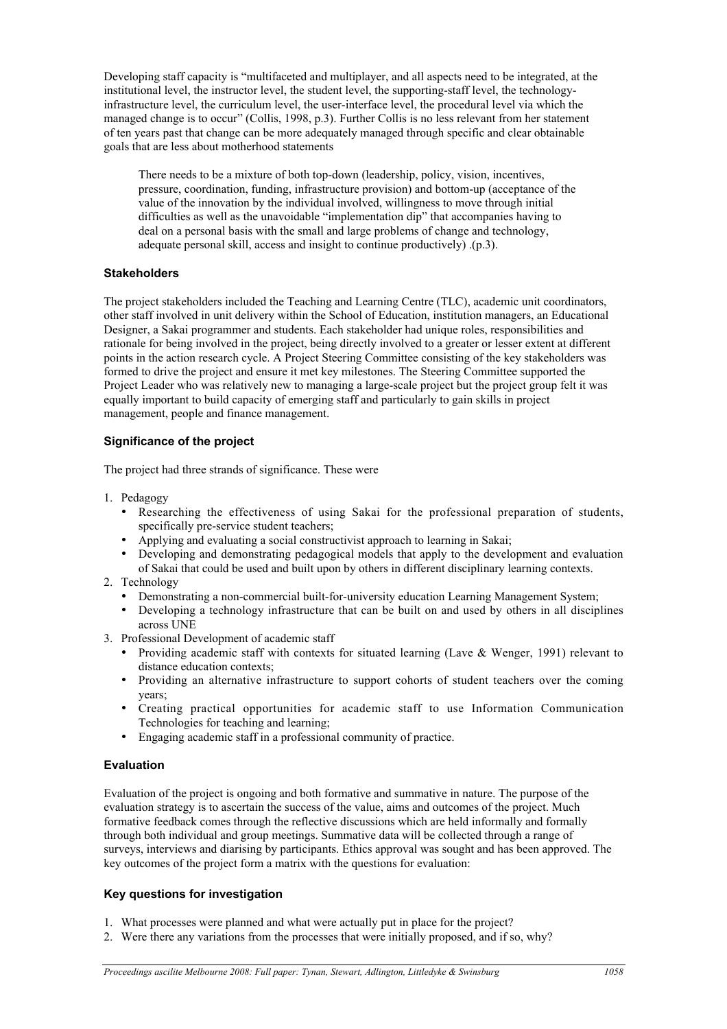Developing staff capacity is "multifaceted and multiplayer, and all aspects need to be integrated, at the institutional level, the instructor level, the student level, the supporting-staff level, the technology-infrastructure level, the curriculum level, the user-interface level, the procedural level via which the managed change is to occur" (Collis, 1998, p.3). Further Collis is no less relevant from her statement of ten years past that change can be more adequately managed through specific and clear obtainable goals that are less about motherhood statements

> There needs to be a mixture of both top-down (leadership, policy, vision, incentives, pressure, coordination, funding, infrastructure provision) and bottom-up (acceptance of the value of the innovation by the individual involved, willingness to move through initial difficulties as well as the unavoidable "implementation dip" that accompanies having to deal on a personal basis with the small and large problems of change and technology, adequate personal skill, access and insight to continue productively) .(p.3).

### Stakeholders

The project stakeholders included the Teaching and Learning Centre (TLC), academic unit coordinators, other staff involved in unit delivery within the School of Education, institution managers, an Educational Designer, a Sakai programmer and students. Each stakeholder had unique roles, responsibilities and rationale for being involved in the project, being directly involved to a greater or lesser extent at different points in the action research cycle. A Project Steering Committee consisting of the key stakeholders was formed to drive the project and ensure it met key milestones. The Steering Committee supported the Project Leader who was relatively new to managing a large-scale project but the project group felt it was equally important to build capacity of emerging staff and particularly to gain skills in project management, people and finance management.

### Significance of the project

The project had three strands of significance. These were

1. Pedagogy
   - Researching the effectiveness of using Sakai for the professional preparation of students, specifically pre-service student teachers;
   - Applying and evaluating a social constructivist approach to learning in Sakai;
   - Developing and demonstrating pedagogical models that apply to the development and evaluation of Sakai that could be used and built upon by others in different disciplinary learning contexts.
2. Technology
   - Demonstrating a non-commercial built-for-university education Learning Management System;
   - Developing a technology infrastructure that can be built on and used by others in all disciplines across UNE
3. Professional Development of academic staff
   - Providing academic staff with contexts for situated learning (Lave & Wenger, 1991) relevant to distance education contexts;
   - Providing an alternative infrastructure to support cohorts of student teachers over the coming years;
   - Creating practical opportunities for academic staff to use Information Communication Technologies for teaching and learning;
   - Engaging academic staff in a professional community of practice.

### Evaluation

Evaluation of the project is ongoing and both formative and summative in nature. The purpose of the evaluation strategy is to ascertain the success of the value, aims and outcomes of the project. Much formative feedback comes through the reflective discussions which are held informally and formally through both individual and group meetings. Summative data will be collected through a range of surveys, interviews and diarising by participants. Ethics approval was sought and has been approved. The key outcomes of the project form a matrix with the questions for evaluation:

### Key questions for investigation

1. What processes were planned and what were actually put in place for the project?
2. Were there any variations from the processes that were initially proposed, and if so, why?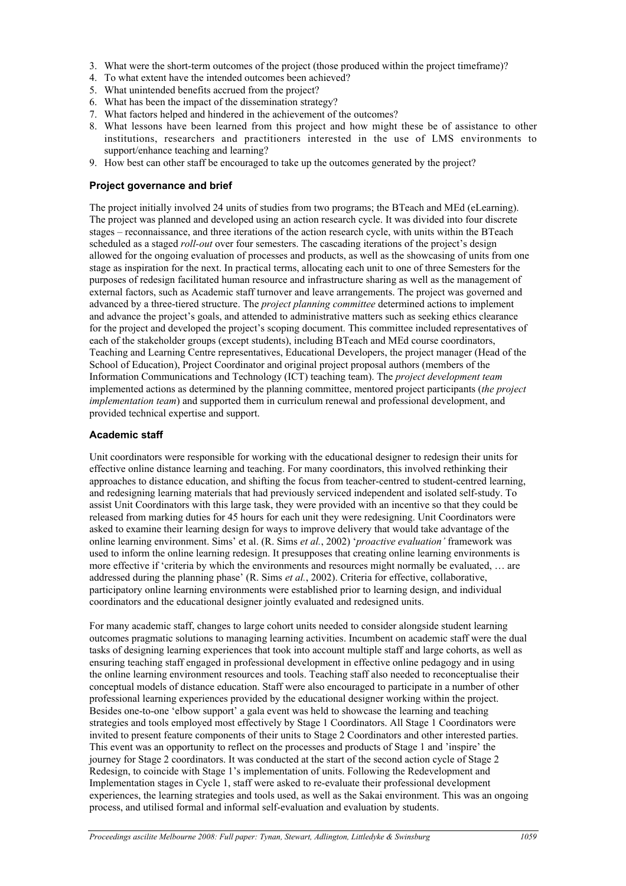3. What were the short-term outcomes of the project (those produced within the project timeframe)?
4. To what extent have the intended outcomes been achieved?
5. What unintended benefits accrued from the project?
6. What has been the impact of the dissemination strategy?
7. What factors helped and hindered in the achievement of the outcomes?
8. What lessons have been learned from this project and how might these be of assistance to other institutions, researchers and practitioners interested in the use of LMS environments to support/enhance teaching and learning?
9. How best can other staff be encouraged to take up the outcomes generated by the project?

### Project governance and brief

The project initially involved 24 units of studies from two programs; the BTeach and MEd (eLearning). The project was planned and developed using an action research cycle. It was divided into four discrete stages – reconnaissance, and three iterations of the action research cycle, with units within the BTeach scheduled as a staged *roll-out* over four semesters. The cascading iterations of the project's design allowed for the ongoing evaluation of processes and products, as well as the showcasing of units from one stage as inspiration for the next. In practical terms, allocating each unit to one of three Semesters for the purposes of redesign facilitated human resource and infrastructure sharing as well as the management of external factors, such as Academic staff turnover and leave arrangements. The project was governed and advanced by a three-tiered structure. The *project planning committee* determined actions to implement and advance the project's goals, and attended to administrative matters such as seeking ethics clearance for the project and developed the project's scoping document. This committee included representatives of each of the stakeholder groups (except students), including BTeach and MEd course coordinators, Teaching and Learning Centre representatives, Educational Developers, the project manager (Head of the School of Education), Project Coordinator and original project proposal authors (members of the Information Communications and Technology (ICT) teaching team). The *project development team* implemented actions as determined by the planning committee, mentored project participants (*the project implementation team*) and supported them in curriculum renewal and professional development, and provided technical expertise and support.

### Academic staff

Unit coordinators were responsible for working with the educational designer to redesign their units for effective online distance learning and teaching. For many coordinators, this involved rethinking their approaches to distance education, and shifting the focus from teacher-centred to student-centred learning, and redesigning learning materials that had previously serviced independent and isolated self-study. To assist Unit Coordinators with this large task, they were provided with an incentive so that they could be released from marking duties for 45 hours for each unit they were redesigning. Unit Coordinators were asked to examine their learning design for ways to improve delivery that would take advantage of the online learning environment. Sims' et al. (R. Sims *et al.*, 2002) '*proactive evaluation'* framework was used to inform the online learning redesign. It presupposes that creating online learning environments is more effective if 'criteria by which the environments and resources might normally be evaluated, … are addressed during the planning phase' (R. Sims *et al.*, 2002). Criteria for effective, collaborative, participatory online learning environments were established prior to learning design, and individual coordinators and the educational designer jointly evaluated and redesigned units.

For many academic staff, changes to large cohort units needed to consider alongside student learning outcomes pragmatic solutions to managing learning activities. Incumbent on academic staff were the dual tasks of designing learning experiences that took into account multiple staff and large cohorts, as well as ensuring teaching staff engaged in professional development in effective online pedagogy and in using the online learning environment resources and tools. Teaching staff also needed to reconceptualise their conceptual models of distance education. Staff were also encouraged to participate in a number of other professional learning experiences provided by the educational designer working within the project. Besides one-to-one 'elbow support' a gala event was held to showcase the learning and teaching strategies and tools employed most effectively by Stage 1 Coordinators. All Stage 1 Coordinators were invited to present feature components of their units to Stage 2 Coordinators and other interested parties. This event was an opportunity to reflect on the processes and products of Stage 1 and 'inspire' the journey for Stage 2 coordinators. It was conducted at the start of the second action cycle of Stage 2 Redesign, to coincide with Stage 1's implementation of units. Following the Redevelopment and Implementation stages in Cycle 1, staff were asked to re-evaluate their professional development experiences, the learning strategies and tools used, as well as the Sakai environment. This was an ongoing process, and utilised formal and informal self-evaluation and evaluation by students.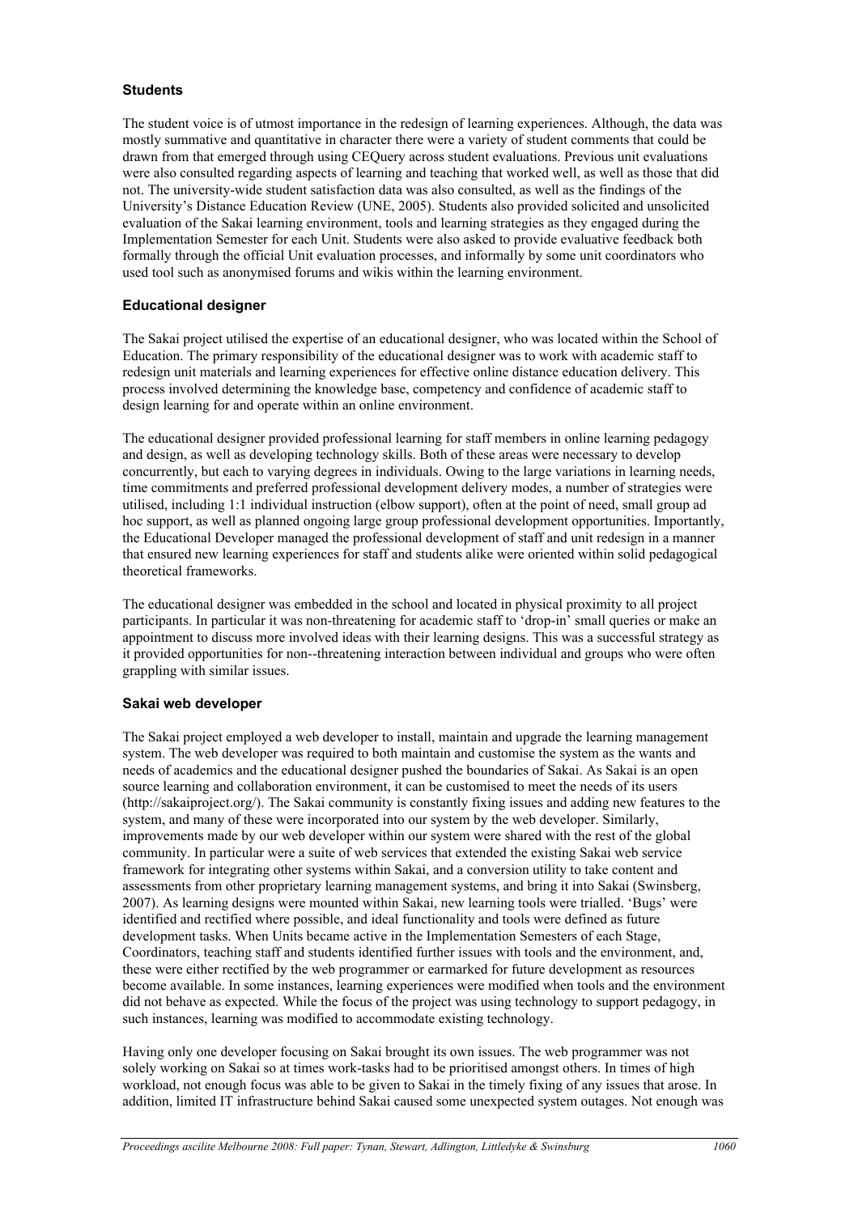### Students

The student voice is of utmost importance in the redesign of learning experiences. Although, the data was mostly summative and quantitative in character there were a variety of student comments that could be drawn from that emerged through using CEQuery across student evaluations. Previous unit evaluations were also consulted regarding aspects of learning and teaching that worked well, as well as those that did not. The university-wide student satisfaction data was also consulted, as well as the findings of the University's Distance Education Review (UNE, 2005). Students also provided solicited and unsolicited evaluation of the Sakai learning environment, tools and learning strategies as they engaged during the Implementation Semester for each Unit. Students were also asked to provide evaluative feedback both formally through the official Unit evaluation processes, and informally by some unit coordinators who used tool such as anonymised forums and wikis within the learning environment.

### Educational designer

The Sakai project utilised the expertise of an educational designer, who was located within the School of Education. The primary responsibility of the educational designer was to work with academic staff to redesign unit materials and learning experiences for effective online distance education delivery. This process involved determining the knowledge base, competency and confidence of academic staff to design learning for and operate within an online environment.

The educational designer provided professional learning for staff members in online learning pedagogy and design, as well as developing technology skills. Both of these areas were necessary to develop concurrently, but each to varying degrees in individuals. Owing to the large variations in learning needs, time commitments and preferred professional development delivery modes, a number of strategies were utilised, including 1:1 individual instruction (elbow support), often at the point of need, small group ad hoc support, as well as planned ongoing large group professional development opportunities. Importantly, the Educational Developer managed the professional development of staff and unit redesign in a manner that ensured new learning experiences for staff and students alike were oriented within solid pedagogical theoretical frameworks.

The educational designer was embedded in the school and located in physical proximity to all project participants. In particular it was non-threatening for academic staff to 'drop-in' small queries or make an appointment to discuss more involved ideas with their learning designs. This was a successful strategy as it provided opportunities for non--threatening interaction between individual and groups who were often grappling with similar issues.

### Sakai web developer

The Sakai project employed a web developer to install, maintain and upgrade the learning management system. The web developer was required to both maintain and customise the system as the wants and needs of academics and the educational designer pushed the boundaries of Sakai. As Sakai is an open source learning and collaboration environment, it can be customised to meet the needs of its users (http://sakaiproject.org/). The Sakai community is constantly fixing issues and adding new features to the system, and many of these were incorporated into our system by the web developer. Similarly, improvements made by our web developer within our system were shared with the rest of the global community. In particular were a suite of web services that extended the existing Sakai web service framework for integrating other systems within Sakai, and a conversion utility to take content and assessments from other proprietary learning management systems, and bring it into Sakai (Swinsberg, 2007). As learning designs were mounted within Sakai, new learning tools were trialled. 'Bugs' were identified and rectified where possible, and ideal functionality and tools were defined as future development tasks. When Units became active in the Implementation Semesters of each Stage, Coordinators, teaching staff and students identified further issues with tools and the environment, and, these were either rectified by the web programmer or earmarked for future development as resources become available. In some instances, learning experiences were modified when tools and the environment did not behave as expected. While the focus of the project was using technology to support pedagogy, in such instances, learning was modified to accommodate existing technology.

Having only one developer focusing on Sakai brought its own issues. The web programmer was not solely working on Sakai so at times work-tasks had to be prioritised amongst others. In times of high workload, not enough focus was able to be given to Sakai in the timely fixing of any issues that arose. In addition, limited IT infrastructure behind Sakai caused some unexpected system outages. Not enough was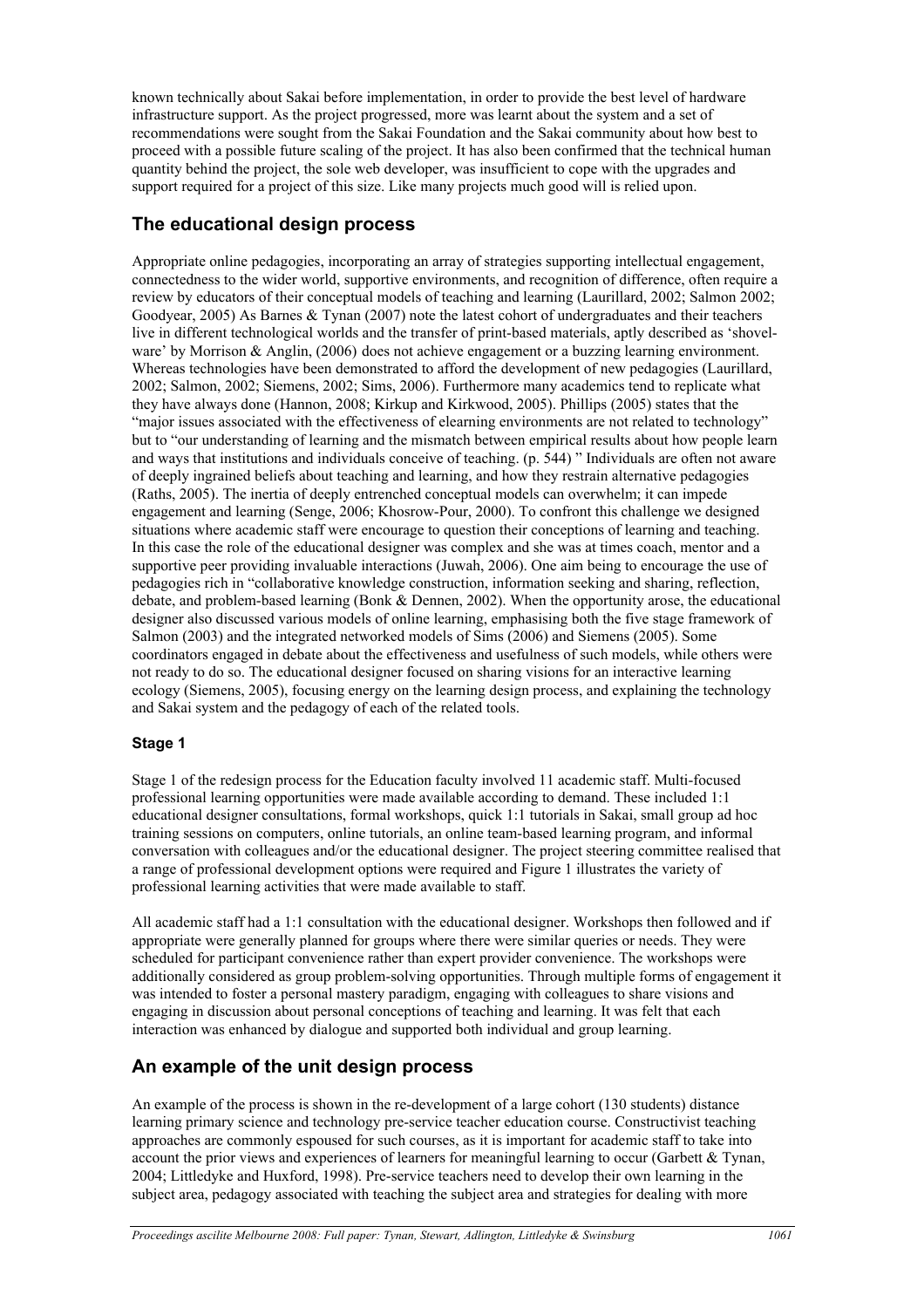known technically about Sakai before implementation, in order to provide the best level of hardware infrastructure support. As the project progressed, more was learnt about the system and a set of recommendations were sought from the Sakai Foundation and the Sakai community about how best to proceed with a possible future scaling of the project. It has also been confirmed that the technical human quantity behind the project, the sole web developer, was insufficient to cope with the upgrades and support required for a project of this size. Like many projects much good will is relied upon.

## The educational design process

Appropriate online pedagogies, incorporating an array of strategies supporting intellectual engagement, connectedness to the wider world, supportive environments, and recognition of difference, often require a review by educators of their conceptual models of teaching and learning (Laurillard, 2002; Salmon 2002; Goodyear, 2005) As Barnes & Tynan (2007) note the latest cohort of undergraduates and their teachers live in different technological worlds and the transfer of print-based materials, aptly described as 'shovel-ware' by Morrison & Anglin, (2006) does not achieve engagement or a buzzing learning environment. Whereas technologies have been demonstrated to afford the development of new pedagogies (Laurillard, 2002; Salmon, 2002; Siemens, 2002; Sims, 2006). Furthermore many academics tend to replicate what they have always done (Hannon, 2008; Kirkup and Kirkwood, 2005). Phillips (2005) states that the "major issues associated with the effectiveness of elearning environments are not related to technology" but to "our understanding of learning and the mismatch between empirical results about how people learn and ways that institutions and individuals conceive of teaching. (p. 544) " Individuals are often not aware of deeply ingrained beliefs about teaching and learning, and how they restrain alternative pedagogies (Raths, 2005). The inertia of deeply entrenched conceptual models can overwhelm; it can impede engagement and learning (Senge, 2006; Khosrow-Pour, 2000). To confront this challenge we designed situations where academic staff were encourage to question their conceptions of learning and teaching. In this case the role of the educational designer was complex and she was at times coach, mentor and a supportive peer providing invaluable interactions (Juwah, 2006). One aim being to encourage the use of pedagogies rich in "collaborative knowledge construction, information seeking and sharing, reflection, debate, and problem-based learning (Bonk & Dennen, 2002). When the opportunity arose, the educational designer also discussed various models of online learning, emphasising both the five stage framework of Salmon (2003) and the integrated networked models of Sims (2006) and Siemens (2005). Some coordinators engaged in debate about the effectiveness and usefulness of such models, while others were not ready to do so. The educational designer focused on sharing visions for an interactive learning ecology (Siemens, 2005), focusing energy on the learning design process, and explaining the technology and Sakai system and the pedagogy of each of the related tools.

### Stage 1

Stage 1 of the redesign process for the Education faculty involved 11 academic staff. Multi-focused professional learning opportunities were made available according to demand. These included 1:1 educational designer consultations, formal workshops, quick 1:1 tutorials in Sakai, small group ad hoc training sessions on computers, online tutorials, an online team-based learning program, and informal conversation with colleagues and/or the educational designer. The project steering committee realised that a range of professional development options were required and Figure 1 illustrates the variety of professional learning activities that were made available to staff.

All academic staff had a 1:1 consultation with the educational designer. Workshops then followed and if appropriate were generally planned for groups where there were similar queries or needs. They were scheduled for participant convenience rather than expert provider convenience. The workshops were additionally considered as group problem-solving opportunities. Through multiple forms of engagement it was intended to foster a personal mastery paradigm, engaging with colleagues to share visions and engaging in discussion about personal conceptions of teaching and learning. It was felt that each interaction was enhanced by dialogue and supported both individual and group learning.

## An example of the unit design process

An example of the process is shown in the re-development of a large cohort (130 students) distance learning primary science and technology pre-service teacher education course. Constructivist teaching approaches are commonly espoused for such courses, as it is important for academic staff to take into account the prior views and experiences of learners for meaningful learning to occur (Garbett & Tynan, 2004; Littledyke and Huxford, 1998). Pre-service teachers need to develop their own learning in the subject area, pedagogy associated with teaching the subject area and strategies for dealing with more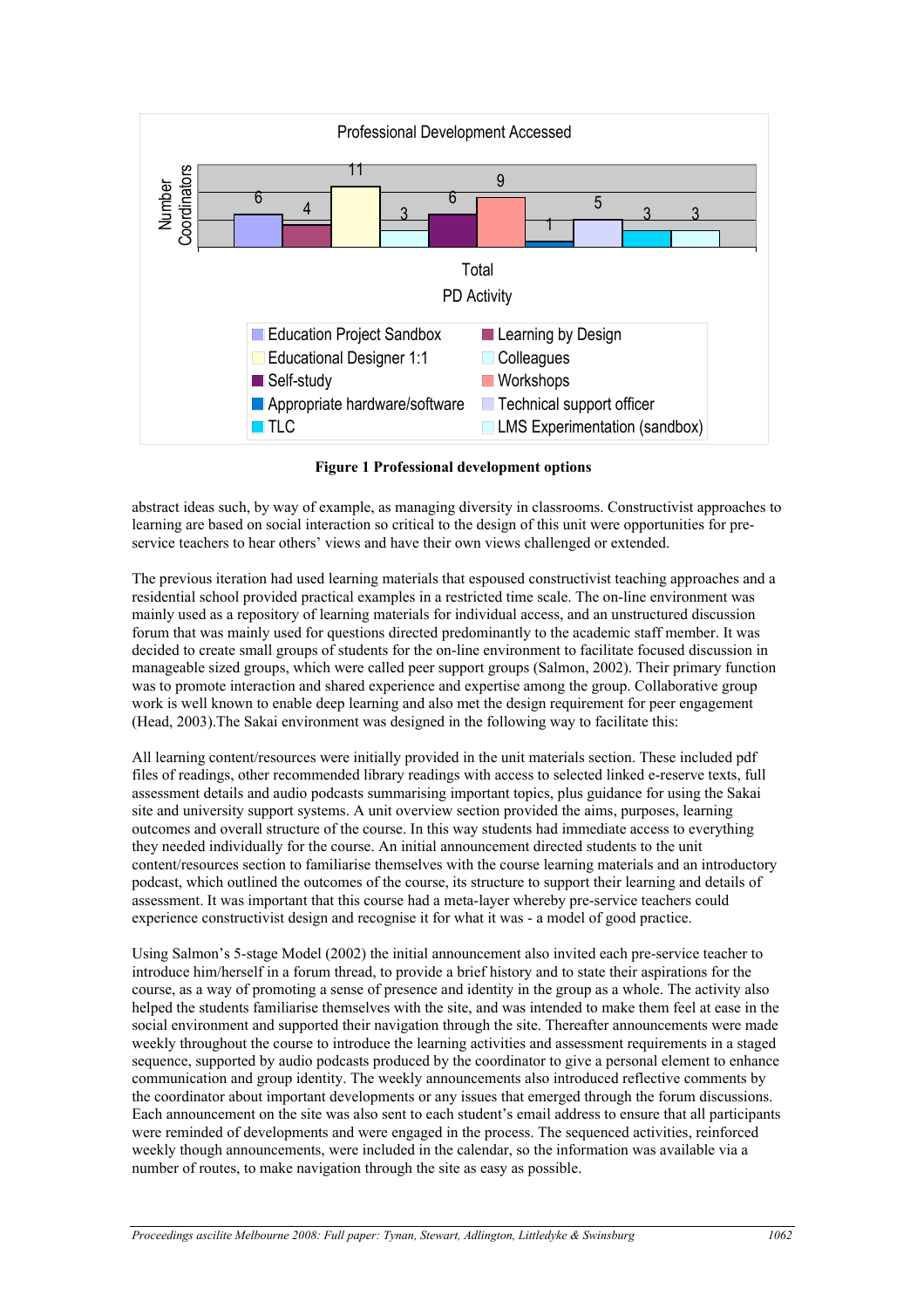**Figure 1 Professional development options**

abstract ideas such, by way of example, as managing diversity in classrooms. Constructivist approaches to learning are based on social interaction so critical to the design of this unit were opportunities for pre-service teachers to hear others' views and have their own views challenged or extended.

The previous iteration had used learning materials that espoused constructivist teaching approaches and a residential school provided practical examples in a restricted time scale. The on-line environment was mainly used as a repository of learning materials for individual access, and an unstructured discussion forum that was mainly used for questions directed predominantly to the academic staff member. It was decided to create small groups of students for the on-line environment to facilitate focused discussion in manageable sized groups, which were called peer support groups (Salmon, 2002). Their primary function was to promote interaction and shared experience and expertise among the group. Collaborative group work is well known to enable deep learning and also met the design requirement for peer engagement (Head, 2003).The Sakai environment was designed in the following way to facilitate this:

All learning content/resources were initially provided in the unit materials section. These included pdf files of readings, other recommended library readings with access to selected linked e-reserve texts, full assessment details and audio podcasts summarising important topics, plus guidance for using the Sakai site and university support systems. A unit overview section provided the aims, purposes, learning outcomes and overall structure of the course. In this way students had immediate access to everything they needed individually for the course. An initial announcement directed students to the unit content/resources section to familiarise themselves with the course learning materials and an introductory podcast, which outlined the outcomes of the course, its structure to support their learning and details of assessment. It was important that this course had a meta-layer whereby pre-service teachers could experience constructivist design and recognise it for what it was - a model of good practice.

Using Salmon's 5-stage Model (2002) the initial announcement also invited each pre-service teacher to introduce him/herself in a forum thread, to provide a brief history and to state their aspirations for the course, as a way of promoting a sense of presence and identity in the group as a whole. The activity also helped the students familiarise themselves with the site, and was intended to make them feel at ease in the social environment and supported their navigation through the site. Thereafter announcements were made weekly throughout the course to introduce the learning activities and assessment requirements in a staged sequence, supported by audio podcasts produced by the coordinator to give a personal element to enhance communication and group identity. The weekly announcements also introduced reflective comments by the coordinator about important developments or any issues that emerged through the forum discussions. Each announcement on the site was also sent to each student's email address to ensure that all participants were reminded of developments and were engaged in the process. The sequenced activities, reinforced weekly though announcements, were included in the calendar, so the information was available via a number of routes, to make navigation through the site as easy as possible.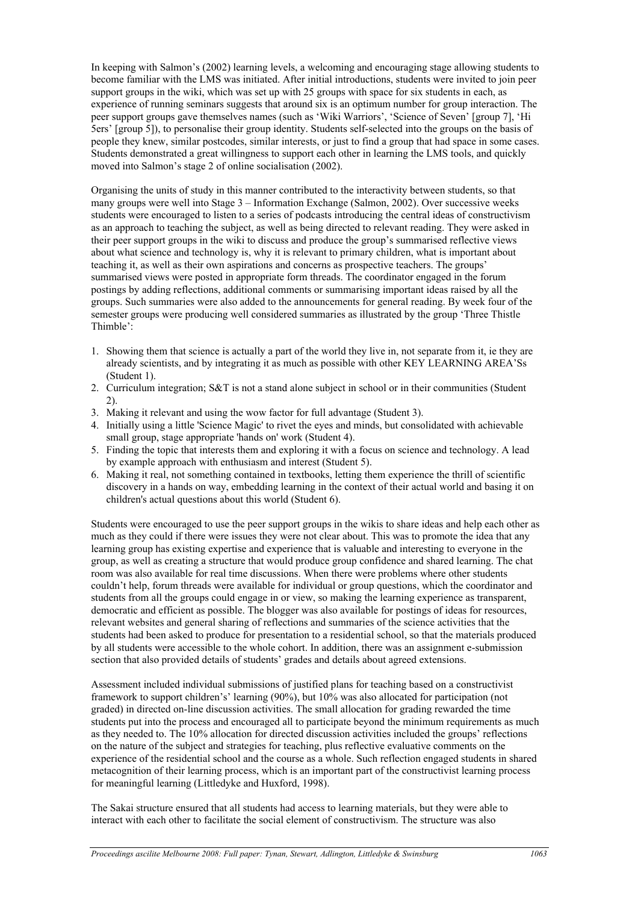In keeping with Salmon's (2002) learning levels, a welcoming and encouraging stage allowing students to become familiar with the LMS was initiated. After initial introductions, students were invited to join peer support groups in the wiki, which was set up with 25 groups with space for six students in each, as experience of running seminars suggests that around six is an optimum number for group interaction. The peer support groups gave themselves names (such as 'Wiki Warriors', 'Science of Seven' [group 7], 'Hi 5ers' [group 5]), to personalise their group identity. Students self-selected into the groups on the basis of people they knew, similar postcodes, similar interests, or just to find a group that had space in some cases. Students demonstrated a great willingness to support each other in learning the LMS tools, and quickly moved into Salmon's stage 2 of online socialisation (2002).

Organising the units of study in this manner contributed to the interactivity between students, so that many groups were well into Stage 3 – Information Exchange (Salmon, 2002). Over successive weeks students were encouraged to listen to a series of podcasts introducing the central ideas of constructivism as an approach to teaching the subject, as well as being directed to relevant reading. They were asked in their peer support groups in the wiki to discuss and produce the group's summarised reflective views about what science and technology is, why it is relevant to primary children, what is important about teaching it, as well as their own aspirations and concerns as prospective teachers. The groups' summarised views were posted in appropriate form threads. The coordinator engaged in the forum postings by adding reflections, additional comments or summarising important ideas raised by all the groups. Such summaries were also added to the announcements for general reading. By week four of the semester groups were producing well considered summaries as illustrated by the group 'Three Thistle Thimble':

1. Showing them that science is actually a part of the world they live in, not separate from it, ie they are already scientists, and by integrating it as much as possible with other KEY LEARNING AREA'Ss (Student 1).
2. Curriculum integration; S&T is not a stand alone subject in school or in their communities (Student 2).
3. Making it relevant and using the wow factor for full advantage (Student 3).
4. Initially using a little 'Science Magic' to rivet the eyes and minds, but consolidated with achievable small group, stage appropriate 'hands on' work (Student 4).
5. Finding the topic that interests them and exploring it with a focus on science and technology. A lead by example approach with enthusiasm and interest (Student 5).
6. Making it real, not something contained in textbooks, letting them experience the thrill of scientific discovery in a hands on way, embedding learning in the context of their actual world and basing it on children's actual questions about this world (Student 6).

Students were encouraged to use the peer support groups in the wikis to share ideas and help each other as much as they could if there were issues they were not clear about. This was to promote the idea that any learning group has existing expertise and experience that is valuable and interesting to everyone in the group, as well as creating a structure that would produce group confidence and shared learning. The chat room was also available for real time discussions. When there were problems where other students couldn't help, forum threads were available for individual or group questions, which the coordinator and students from all the groups could engage in or view, so making the learning experience as transparent, democratic and efficient as possible. The blogger was also available for postings of ideas for resources, relevant websites and general sharing of reflections and summaries of the science activities that the students had been asked to produce for presentation to a residential school, so that the materials produced by all students were accessible to the whole cohort. In addition, there was an assignment e-submission section that also provided details of students' grades and details about agreed extensions.

Assessment included individual submissions of justified plans for teaching based on a constructivist framework to support children's' learning (90%), but 10% was also allocated for participation (not graded) in directed on-line discussion activities. The small allocation for grading rewarded the time students put into the process and encouraged all to participate beyond the minimum requirements as much as they needed to. The 10% allocation for directed discussion activities included the groups' reflections on the nature of the subject and strategies for teaching, plus reflective evaluative comments on the experience of the residential school and the course as a whole. Such reflection engaged students in shared metacognition of their learning process, which is an important part of the constructivist learning process for meaningful learning (Littledyke and Huxford, 1998).

The Sakai structure ensured that all students had access to learning materials, but they were able to interact with each other to facilitate the social element of constructivism. The structure was also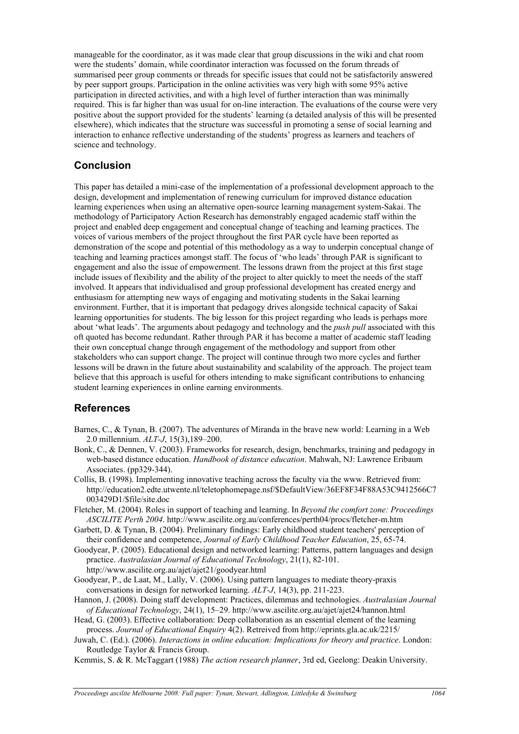manageable for the coordinator, as it was made clear that group discussions in the wiki and chat room were the students' domain, while coordinator interaction was focussed on the forum threads of summarised peer group comments or threads for specific issues that could not be satisfactorily answered by peer support groups. Participation in the online activities was very high with some 95% active participation in directed activities, and with a high level of further interaction than was minimally required. This is far higher than was usual for on-line interaction. The evaluations of the course were very positive about the support provided for the students' learning (a detailed analysis of this will be presented elsewhere), which indicates that the structure was successful in promoting a sense of social learning and interaction to enhance reflective understanding of the students' progress as learners and teachers of science and technology.

## Conclusion

This paper has detailed a mini-case of the implementation of a professional development approach to the design, development and implementation of renewing curriculum for improved distance education learning experiences when using an alternative open-source learning management system-Sakai. The methodology of Participatory Action Research has demonstrably engaged academic staff within the project and enabled deep engagement and conceptual change of teaching and learning practices. The voices of various members of the project throughout the first PAR cycle have been reported as demonstration of the scope and potential of this methodology as a way to underpin conceptual change of teaching and learning practices amongst staff. The focus of 'who leads' through PAR is significant to engagement and also the issue of empowerment. The lessons drawn from the project at this first stage include issues of flexibility and the ability of the project to alter quickly to meet the needs of the staff involved. It appears that individualised and group professional development has created energy and enthusiasm for attempting new ways of engaging and motivating students in the Sakai learning environment. Further, that it is important that pedagogy drives alongside technical capacity of Sakai learning opportunities for students. The big lesson for this project regarding who leads is perhaps more about 'what leads'. The arguments about pedagogy and technology and the *push pull* associated with this oft quoted has become redundant. Rather through PAR it has become a matter of academic staff leading their own conceptual change through engagement of the methodology and support from other stakeholders who can support change. The project will continue through two more cycles and further lessons will be drawn in the future about sustainability and scalability of the approach. The project team believe that this approach is useful for others intending to make significant contributions to enhancing student learning experiences in online earning environments.

## References

Barnes, C., & Tynan, B. (2007). The adventures of Miranda in the brave new world: Learning in a Web 2.0 millennium. *ALT-J*, 15(3),189–200.

Bonk, C., & Dennen, V. (2003). Frameworks for research, design, benchmarks, training and pedagogy in web-based distance education. *Handbook of distance education*. Mahwah, NJ: Lawrence Eribaum Associates. (pp329-344).

Collis, B. (1998). Implementing innovative teaching across the faculty via the www. Retrieved from: http://education2.edte.utwente.nl/teletophomepage.nsf/$DefaultView/36EF8F34F88A53C9412566C7003429D1/$file/site.doc

Fletcher, M. (2004). Roles in support of teaching and learning. In *Beyond the comfort zone: Proceedings ASCILITE Perth 2004*. http://www.ascilite.org.au/conferences/perth04/procs/fletcher-m.htm

Garbett, D. & Tynan, B. (2004). Preliminary findings: Early childhood student teachers' perception of their confidence and competence, *Journal of Early Childhood Teacher Education*, 25, 65-74.

Goodyear, P. (2005). Educational design and networked learning: Patterns, pattern languages and design practice. *Australasian Journal of Educational Technology*, 21(1), 82-101. http://www.ascilite.org.au/ajet/ajet21/goodyear.html

Goodyear, P., de Laat, M., Lally, V. (2006). Using pattern languages to mediate theory-praxis conversations in design for networked learning. *ALT-J*, 14(3), pp. 211-223.

Hannon, J. (2008). Doing staff development: Practices, dilemmas and technologies. *Australasian Journal of Educational Technology*, 24(1), 15–29. http://www.ascilite.org.au/ajet/ajet24/hannon.html

Head, G. (2003). Effective collaboration: Deep collaboration as an essential element of the learning process. *Journal of Educational Enquiry* 4(2). Retreived from http://eprints.gla.ac.uk/2215/

Juwah, C. (Ed.). (2006). *Interactions in online education: Implications for theory and practice*. London: Routledge Taylor & Francis Group.

Kemmis, S. & R. McTaggart (1988) *The action research planner*, 3rd ed, Geelong: Deakin University.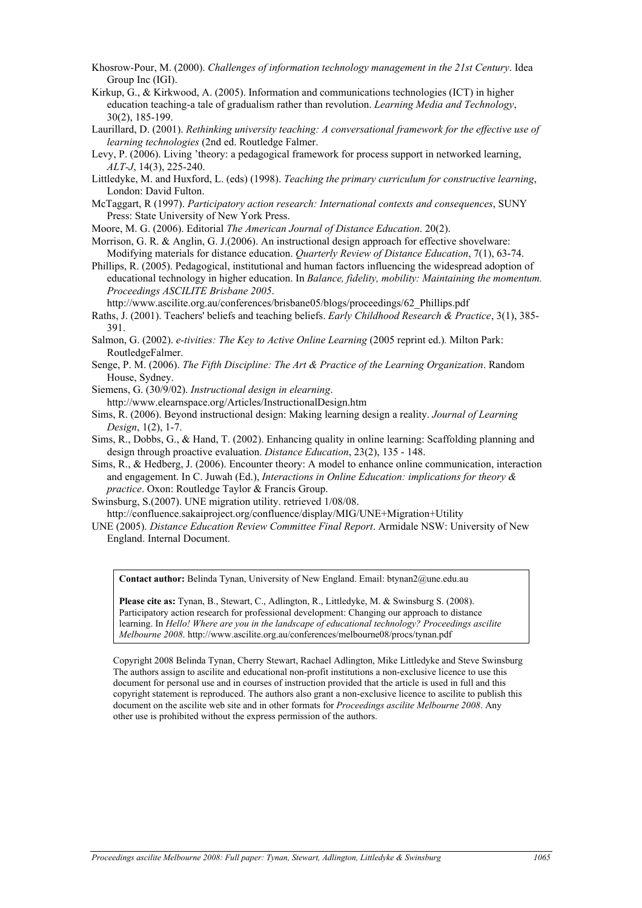Khosrow-Pour, M. (2000). *Challenges of information technology management in the 21st Century*. Idea Group Inc (IGI).

Kirkup, G., & Kirkwood, A. (2005). Information and communications technologies (ICT) in higher education teaching-a tale of gradualism rather than revolution. *Learning Media and Technology*, 30(2), 185-199.

Laurillard, D. (2001). *Rethinking university teaching: A conversational framework for the effective use of learning technologies* (2nd ed. Routledge Falmer.

Levy, P. (2006). Living 'theory: a pedagogical framework for process support in networked learning, *ALT-J*, 14(3), 225-240.

Littledyke, M. and Huxford, L. (eds) (1998). *Teaching the primary curriculum for constructive learning*, London: David Fulton.

McTaggart, R (1997). *Participatory action research: International contexts and consequences*, SUNY Press: State University of New York Press.

Moore, M. G. (2006). Editorial *The American Journal of Distance Education*. 20(2).

Morrison, G. R. & Anglin, G. J.(2006). An instructional design approach for effective shovelware: Modifying materials for distance education. *Quarterly Review of Distance Education*, 7(1), 63-74.

Phillips, R. (2005). Pedagogical, institutional and human factors influencing the widespread adoption of educational technology in higher education. In *Balance, fidelity, mobility: Maintaining the momentum. Proceedings ASCILITE Brisbane 2005*. http://www.ascilite.org.au/conferences/brisbane05/blogs/proceedings/62_Phillips.pdf

Raths, J. (2001). Teachers' beliefs and teaching beliefs. *Early Childhood Research & Practice*, 3(1), 385-391.

Salmon, G. (2002). *e-tivities: The Key to Active Online Learning* (2005 reprint ed.). Milton Park: RoutledgeFalmer.

Senge, P. M. (2006). *The Fifth Discipline: The Art & Practice of the Learning Organization*. Random House, Sydney.

Siemens, G. (30/9/02). *Instructional design in elearning*. http://www.elearnspace.org/Articles/InstructionalDesign.htm

Sims, R. (2006). Beyond instructional design: Making learning design a reality. *Journal of Learning Design*, 1(2), 1-7.

Sims, R., Dobbs, G., & Hand, T. (2002). Enhancing quality in online learning: Scaffolding planning and design through proactive evaluation. *Distance Education*, 23(2), 135 - 148.

Sims, R., & Hedberg, J. (2006). Encounter theory: A model to enhance online communication, interaction and engagement. In C. Juwah (Ed.), *Interactions in Online Education: implications for theory & practice*. Oxon: Routledge Taylor & Francis Group.

Swinsburg, S.(2007). UNE migration utility. retrieved 1/08/08. http://confluence.sakaiproject.org/confluence/display/MIG/UNE+Migration+Utility

UNE (2005). *Distance Education Review Committee Final Report*. Armidale NSW: University of New England. Internal Document.

**Contact author:** Belinda Tynan, University of New England. Email: btynan2@une.edu.au

**Please cite as:** Tynan, B., Stewart, C., Adlington, R., Littledyke, M. & Swinsburg S. (2008). Participatory action research for professional development: Changing our approach to distance learning. In *Hello! Where are you in the landscape of educational technology? Proceedings ascilite Melbourne 2008*. http://www.ascilite.org.au/conferences/melbourne08/procs/tynan.pdf

Copyright 2008 Belinda Tynan, Cherry Stewart, Rachael Adlington, Mike Littledyke and Steve Swinsburg
The authors assign to ascilite and educational non-profit institutions a non-exclusive licence to use this document for personal use and in courses of instruction provided that the article is used in full and this copyright statement is reproduced. The authors also grant a non-exclusive licence to ascilite to publish this document on the ascilite web site and in other formats for *Proceedings ascilite Melbourne 2008*. Any other use is prohibited without the express permission of the authors.